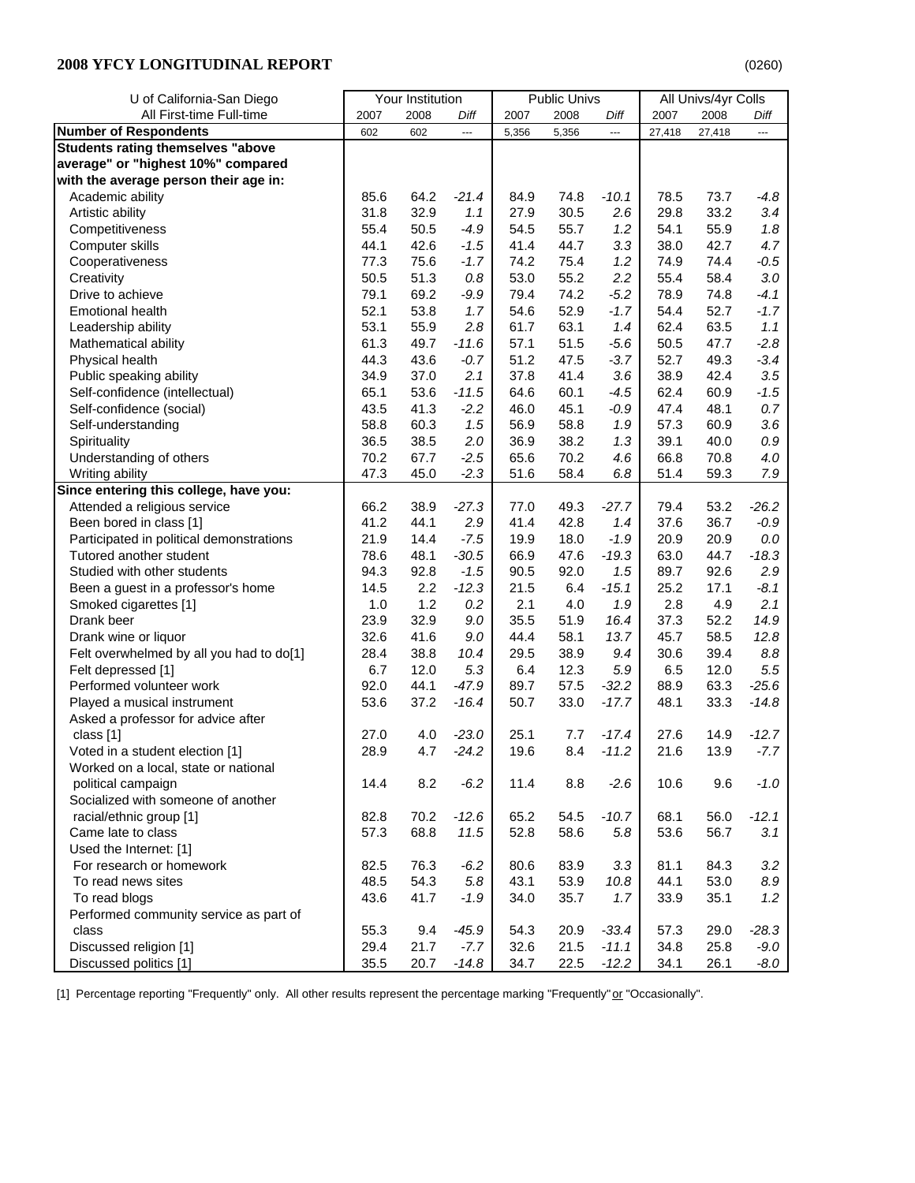## 2008 YFCY LONGITUDINAL REPORT

(0260)

| U of California-San Diego | Your Institution | | | Public Univs | | | All Univs/4yr Colls | | |
|---|---|---|---|---|---|---|---|---|---|
| All First-time Full-time | 2007 | 2008 | Diff | 2007 | 2008 | Diff | 2007 | 2008 | Diff |
| **Number of Respondents** | 602 | 602 | --- | 5,356 | 5,356 | --- | 27,418 | 27,418 | --- |
| **Students rating themselves "above average" or "highest 10%" compared with the average person their age in:** | | | | | | | | | |
| Academic ability | 85.6 | 64.2 | *-21.4* | 84.9 | 74.8 | *-10.1* | 78.5 | 73.7 | *-4.8* |
| Artistic ability | 31.8 | 32.9 | *1.1* | 27.9 | 30.5 | *2.6* | 29.8 | 33.2 | *3.4* |
| Competitiveness | 55.4 | 50.5 | *-4.9* | 54.5 | 55.7 | *1.2* | 54.1 | 55.9 | *1.8* |
| Computer skills | 44.1 | 42.6 | *-1.5* | 41.4 | 44.7 | *3.3* | 38.0 | 42.7 | *4.7* |
| Cooperativeness | 77.3 | 75.6 | *-1.7* | 74.2 | 75.4 | *1.2* | 74.9 | 74.4 | *-0.5* |
| Creativity | 50.5 | 51.3 | *0.8* | 53.0 | 55.2 | *2.2* | 55.4 | 58.4 | *3.0* |
| Drive to achieve | 79.1 | 69.2 | *-9.9* | 79.4 | 74.2 | *-5.2* | 78.9 | 74.8 | *-4.1* |
| Emotional health | 52.1 | 53.8 | *1.7* | 54.6 | 52.9 | *-1.7* | 54.4 | 52.7 | *-1.7* |
| Leadership ability | 53.1 | 55.9 | *2.8* | 61.7 | 63.1 | *1.4* | 62.4 | 63.5 | *1.1* |
| Mathematical ability | 61.3 | 49.7 | *-11.6* | 57.1 | 51.5 | *-5.6* | 50.5 | 47.7 | *-2.8* |
| Physical health | 44.3 | 43.6 | *-0.7* | 51.2 | 47.5 | *-3.7* | 52.7 | 49.3 | *-3.4* |
| Public speaking ability | 34.9 | 37.0 | *2.1* | 37.8 | 41.4 | *3.6* | 38.9 | 42.4 | *3.5* |
| Self-confidence (intellectual) | 65.1 | 53.6 | *-11.5* | 64.6 | 60.1 | *-4.5* | 62.4 | 60.9 | *-1.5* |
| Self-confidence (social) | 43.5 | 41.3 | *-2.2* | 46.0 | 45.1 | *-0.9* | 47.4 | 48.1 | *0.7* |
| Self-understanding | 58.8 | 60.3 | *1.5* | 56.9 | 58.8 | *1.9* | 57.3 | 60.9 | *3.6* |
| Spirituality | 36.5 | 38.5 | *2.0* | 36.9 | 38.2 | *1.3* | 39.1 | 40.0 | *0.9* |
| Understanding of others | 70.2 | 67.7 | *-2.5* | 65.6 | 70.2 | *4.6* | 66.8 | 70.8 | *4.0* |
| Writing ability | 47.3 | 45.0 | *-2.3* | 51.6 | 58.4 | *6.8* | 51.4 | 59.3 | *7.9* |
| **Since entering this college, have you:** | | | | | | | | | |
| Attended a religious service | 66.2 | 38.9 | *-27.3* | 77.0 | 49.3 | *-27.7* | 79.4 | 53.2 | *-26.2* |
| Been bored in class [1] | 41.2 | 44.1 | *2.9* | 41.4 | 42.8 | *1.4* | 37.6 | 36.7 | *-0.9* |
| Participated in political demonstrations | 21.9 | 14.4 | *-7.5* | 19.9 | 18.0 | *-1.9* | 20.9 | 20.9 | *0.0* |
| Tutored another student | 78.6 | 48.1 | *-30.5* | 66.9 | 47.6 | *-19.3* | 63.0 | 44.7 | *-18.3* |
| Studied with other students | 94.3 | 92.8 | *-1.5* | 90.5 | 92.0 | *1.5* | 89.7 | 92.6 | *2.9* |
| Been a guest in a professor's home | 14.5 | 2.2 | *-12.3* | 21.5 | 6.4 | *-15.1* | 25.2 | 17.1 | *-8.1* |
| Smoked cigarettes [1] | 1.0 | 1.2 | *0.2* | 2.1 | 4.0 | *1.9* | 2.8 | 4.9 | *2.1* |
| Drank beer | 23.9 | 32.9 | *9.0* | 35.5 | 51.9 | *16.4* | 37.3 | 52.2 | *14.9* |
| Drank wine or liquor | 32.6 | 41.6 | *9.0* | 44.4 | 58.1 | *13.7* | 45.7 | 58.5 | *12.8* |
| Felt overwhelmed by all you had to do[1] | 28.4 | 38.8 | *10.4* | 29.5 | 38.9 | *9.4* | 30.6 | 39.4 | *8.8* |
| Felt depressed [1] | 6.7 | 12.0 | *5.3* | 6.4 | 12.3 | *5.9* | 6.5 | 12.0 | *5.5* |
| Performed volunteer work | 92.0 | 44.1 | *-47.9* | 89.7 | 57.5 | *-32.2* | 88.9 | 63.3 | *-25.6* |
| Played a musical instrument | 53.6 | 37.2 | *-16.4* | 50.7 | 33.0 | *-17.7* | 48.1 | 33.3 | *-14.8* |
| Asked a professor for advice after class [1] | 27.0 | 4.0 | *-23.0* | 25.1 | 7.7 | *-17.4* | 27.6 | 14.9 | *-12.7* |
| Voted in a student election [1] | 28.9 | 4.7 | *-24.2* | 19.6 | 8.4 | *-11.2* | 21.6 | 13.9 | *-7.7* |
| Worked on a local, state or national political campaign | 14.4 | 8.2 | *-6.2* | 11.4 | 8.8 | *-2.6* | 10.6 | 9.6 | *-1.0* |
| Socialized with someone of another racial/ethnic group [1] | 82.8 | 70.2 | *-12.6* | 65.2 | 54.5 | *-10.7* | 68.1 | 56.0 | *-12.1* |
| Came late to class | 57.3 | 68.8 | *11.5* | 52.8 | 58.6 | *5.8* | 53.6 | 56.7 | *3.1* |
| Used the Internet: [1] | | | | | | | | | |
| For research or homework | 82.5 | 76.3 | *-6.2* | 80.6 | 83.9 | *3.3* | 81.1 | 84.3 | *3.2* |
| To read news sites | 48.5 | 54.3 | *5.8* | 43.1 | 53.9 | *10.8* | 44.1 | 53.0 | *8.9* |
| To read blogs | 43.6 | 41.7 | *-1.9* | 34.0 | 35.7 | *1.7* | 33.9 | 35.1 | *1.2* |
| Performed community service as part of class | 55.3 | 9.4 | *-45.9* | 54.3 | 20.9 | *-33.4* | 57.3 | 29.0 | *-28.3* |
| Discussed religion [1] | 29.4 | 21.7 | *-7.7* | 32.6 | 21.5 | *-11.1* | 34.8 | 25.8 | *-9.0* |
| Discussed politics [1] | 35.5 | 20.7 | *-14.8* | 34.7 | 22.5 | *-12.2* | 34.1 | 26.1 | *-8.0* |

[1] Percentage reporting "Frequently" only. All other results represent the percentage marking "Frequently" or "Occasionally".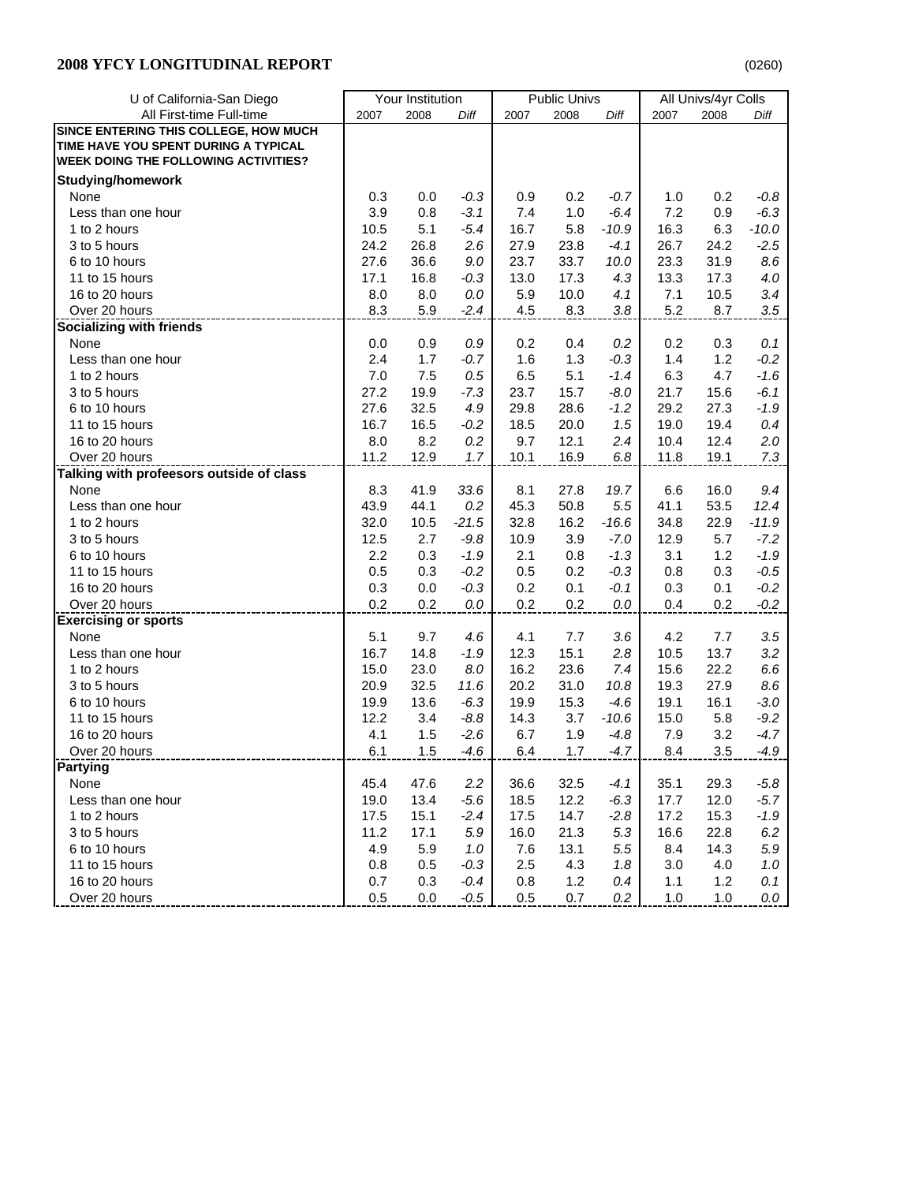## 2008 YFCY LONGITUDINAL REPORT

(0260)

| U of California-San Diego | Your Institution | | | Public Univs | | | All Univs/4yr Colls | | |
|---|---|---|---|---|---|---|---|---|---|
| All First-time Full-time | 2007 | 2008 | Diff | 2007 | 2008 | Diff | 2007 | 2008 | Diff |
| **SINCE ENTERING THIS COLLEGE, HOW MUCH TIME HAVE YOU SPENT DURING A TYPICAL WEEK DOING THE FOLLOWING ACTIVITIES?** | | | | | | | | | |
| **Studying/homework** | | | | | | | | | |
| None | 0.3 | 0.0 | -0.3 | 0.9 | 0.2 | -0.7 | 1.0 | 0.2 | -0.8 |
| Less than one hour | 3.9 | 0.8 | -3.1 | 7.4 | 1.0 | -6.4 | 7.2 | 0.9 | -6.3 |
| 1 to 2 hours | 10.5 | 5.1 | -5.4 | 16.7 | 5.8 | -10.9 | 16.3 | 6.3 | -10.0 |
| 3 to 5 hours | 24.2 | 26.8 | 2.6 | 27.9 | 23.8 | -4.1 | 26.7 | 24.2 | -2.5 |
| 6 to 10 hours | 27.6 | 36.6 | 9.0 | 23.7 | 33.7 | 10.0 | 23.3 | 31.9 | 8.6 |
| 11 to 15 hours | 17.1 | 16.8 | -0.3 | 13.0 | 17.3 | 4.3 | 13.3 | 17.3 | 4.0 |
| 16 to 20 hours | 8.0 | 8.0 | 0.0 | 5.9 | 10.0 | 4.1 | 7.1 | 10.5 | 3.4 |
| Over 20 hours | 8.3 | 5.9 | -2.4 | 4.5 | 8.3 | 3.8 | 5.2 | 8.7 | 3.5 |
| **Socializing with friends** | | | | | | | | | |
| None | 0.0 | 0.9 | 0.9 | 0.2 | 0.4 | 0.2 | 0.2 | 0.3 | 0.1 |
| Less than one hour | 2.4 | 1.7 | -0.7 | 1.6 | 1.3 | -0.3 | 1.4 | 1.2 | -0.2 |
| 1 to 2 hours | 7.0 | 7.5 | 0.5 | 6.5 | 5.1 | -1.4 | 6.3 | 4.7 | -1.6 |
| 3 to 5 hours | 27.2 | 19.9 | -7.3 | 23.7 | 15.7 | -8.0 | 21.7 | 15.6 | -6.1 |
| 6 to 10 hours | 27.6 | 32.5 | 4.9 | 29.8 | 28.6 | -1.2 | 29.2 | 27.3 | -1.9 |
| 11 to 15 hours | 16.7 | 16.5 | -0.2 | 18.5 | 20.0 | 1.5 | 19.0 | 19.4 | 0.4 |
| 16 to 20 hours | 8.0 | 8.2 | 0.2 | 9.7 | 12.1 | 2.4 | 10.4 | 12.4 | 2.0 |
| Over 20 hours | 11.2 | 12.9 | 1.7 | 10.1 | 16.9 | 6.8 | 11.8 | 19.1 | 7.3 |
| **Talking with profeesors outside of class** | | | | | | | | | |
| None | 8.3 | 41.9 | 33.6 | 8.1 | 27.8 | 19.7 | 6.6 | 16.0 | 9.4 |
| Less than one hour | 43.9 | 44.1 | 0.2 | 45.3 | 50.8 | 5.5 | 41.1 | 53.5 | 12.4 |
| 1 to 2 hours | 32.0 | 10.5 | -21.5 | 32.8 | 16.2 | -16.6 | 34.8 | 22.9 | -11.9 |
| 3 to 5 hours | 12.5 | 2.7 | -9.8 | 10.9 | 3.9 | -7.0 | 12.9 | 5.7 | -7.2 |
| 6 to 10 hours | 2.2 | 0.3 | -1.9 | 2.1 | 0.8 | -1.3 | 3.1 | 1.2 | -1.9 |
| 11 to 15 hours | 0.5 | 0.3 | -0.2 | 0.5 | 0.2 | -0.3 | 0.8 | 0.3 | -0.5 |
| 16 to 20 hours | 0.3 | 0.0 | -0.3 | 0.2 | 0.1 | -0.1 | 0.3 | 0.1 | -0.2 |
| Over 20 hours | 0.2 | 0.2 | 0.0 | 0.2 | 0.2 | 0.0 | 0.4 | 0.2 | -0.2 |
| **Exercising or sports** | | | | | | | | | |
| None | 5.1 | 9.7 | 4.6 | 4.1 | 7.7 | 3.6 | 4.2 | 7.7 | 3.5 |
| Less than one hour | 16.7 | 14.8 | -1.9 | 12.3 | 15.1 | 2.8 | 10.5 | 13.7 | 3.2 |
| 1 to 2 hours | 15.0 | 23.0 | 8.0 | 16.2 | 23.6 | 7.4 | 15.6 | 22.2 | 6.6 |
| 3 to 5 hours | 20.9 | 32.5 | 11.6 | 20.2 | 31.0 | 10.8 | 19.3 | 27.9 | 8.6 |
| 6 to 10 hours | 19.9 | 13.6 | -6.3 | 19.9 | 15.3 | -4.6 | 19.1 | 16.1 | -3.0 |
| 11 to 15 hours | 12.2 | 3.4 | -8.8 | 14.3 | 3.7 | -10.6 | 15.0 | 5.8 | -9.2 |
| 16 to 20 hours | 4.1 | 1.5 | -2.6 | 6.7 | 1.9 | -4.8 | 7.9 | 3.2 | -4.7 |
| Over 20 hours | 6.1 | 1.5 | -4.6 | 6.4 | 1.7 | -4.7 | 8.4 | 3.5 | -4.9 |
| **Partying** | | | | | | | | | |
| None | 45.4 | 47.6 | 2.2 | 36.6 | 32.5 | -4.1 | 35.1 | 29.3 | -5.8 |
| Less than one hour | 19.0 | 13.4 | -5.6 | 18.5 | 12.2 | -6.3 | 17.7 | 12.0 | -5.7 |
| 1 to 2 hours | 17.5 | 15.1 | -2.4 | 17.5 | 14.7 | -2.8 | 17.2 | 15.3 | -1.9 |
| 3 to 5 hours | 11.2 | 17.1 | 5.9 | 16.0 | 21.3 | 5.3 | 16.6 | 22.8 | 6.2 |
| 6 to 10 hours | 4.9 | 5.9 | 1.0 | 7.6 | 13.1 | 5.5 | 8.4 | 14.3 | 5.9 |
| 11 to 15 hours | 0.8 | 0.5 | -0.3 | 2.5 | 4.3 | 1.8 | 3.0 | 4.0 | 1.0 |
| 16 to 20 hours | 0.7 | 0.3 | -0.4 | 0.8 | 1.2 | 0.4 | 1.1 | 1.2 | 0.1 |
| Over 20 hours | 0.5 | 0.0 | -0.5 | 0.5 | 0.7 | 0.2 | 1.0 | 1.0 | 0.0 |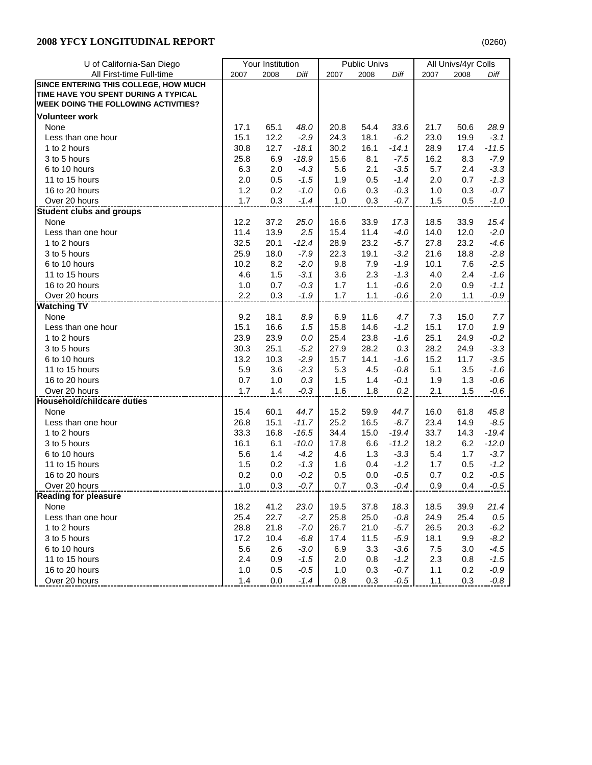## 2008 YFCY LONGITUDINAL REPORT

(0260)

| U of California-San Diego | Your Institution | | | Public Univs | | | All Univs/4yr Colls | | |
|---|---|---|---|---|---|---|---|---|---|
| All First-time Full-time | 2007 | 2008 | Diff | 2007 | 2008 | Diff | 2007 | 2008 | Diff |
| **SINCE ENTERING THIS COLLEGE, HOW MUCH TIME HAVE YOU SPENT DURING A TYPICAL WEEK DOING THE FOLLOWING ACTIVITIES?** | | | | | | | | | |
| **Volunteer work** | | | | | | | | | |
| None | 17.1 | 65.1 | *48.0* | 20.8 | 54.4 | *33.6* | 21.7 | 50.6 | *28.9* |
| Less than one hour | 15.1 | 12.2 | *-2.9* | 24.3 | 18.1 | *-6.2* | 23.0 | 19.9 | *-3.1* |
| 1 to 2 hours | 30.8 | 12.7 | *-18.1* | 30.2 | 16.1 | *-14.1* | 28.9 | 17.4 | *-11.5* |
| 3 to 5 hours | 25.8 | 6.9 | *-18.9* | 15.6 | 8.1 | *-7.5* | 16.2 | 8.3 | *-7.9* |
| 6 to 10 hours | 6.3 | 2.0 | *-4.3* | 5.6 | 2.1 | *-3.5* | 5.7 | 2.4 | *-3.3* |
| 11 to 15 hours | 2.0 | 0.5 | *-1.5* | 1.9 | 0.5 | *-1.4* | 2.0 | 0.7 | *-1.3* |
| 16 to 20 hours | 1.2 | 0.2 | *-1.0* | 0.6 | 0.3 | *-0.3* | 1.0 | 0.3 | *-0.7* |
| Over 20 hours | 1.7 | 0.3 | *-1.4* | 1.0 | 0.3 | *-0.7* | 1.5 | 0.5 | *-1.0* |
| **Student clubs and groups** | | | | | | | | | |
| None | 12.2 | 37.2 | *25.0* | 16.6 | 33.9 | *17.3* | 18.5 | 33.9 | *15.4* |
| Less than one hour | 11.4 | 13.9 | *2.5* | 15.4 | 11.4 | *-4.0* | 14.0 | 12.0 | *-2.0* |
| 1 to 2 hours | 32.5 | 20.1 | *-12.4* | 28.9 | 23.2 | *-5.7* | 27.8 | 23.2 | *-4.6* |
| 3 to 5 hours | 25.9 | 18.0 | *-7.9* | 22.3 | 19.1 | *-3.2* | 21.6 | 18.8 | *-2.8* |
| 6 to 10 hours | 10.2 | 8.2 | *-2.0* | 9.8 | 7.9 | *-1.9* | 10.1 | 7.6 | *-2.5* |
| 11 to 15 hours | 4.6 | 1.5 | *-3.1* | 3.6 | 2.3 | *-1.3* | 4.0 | 2.4 | *-1.6* |
| 16 to 20 hours | 1.0 | 0.7 | *-0.3* | 1.7 | 1.1 | *-0.6* | 2.0 | 0.9 | *-1.1* |
| Over 20 hours | 2.2 | 0.3 | *-1.9* | 1.7 | 1.1 | *-0.6* | 2.0 | 1.1 | *-0.9* |
| **Watching TV** | | | | | | | | | |
| None | 9.2 | 18.1 | *8.9* | 6.9 | 11.6 | *4.7* | 7.3 | 15.0 | *7.7* |
| Less than one hour | 15.1 | 16.6 | *1.5* | 15.8 | 14.6 | *-1.2* | 15.1 | 17.0 | *1.9* |
| 1 to 2 hours | 23.9 | 23.9 | *0.0* | 25.4 | 23.8 | *-1.6* | 25.1 | 24.9 | *-0.2* |
| 3 to 5 hours | 30.3 | 25.1 | *-5.2* | 27.9 | 28.2 | *0.3* | 28.2 | 24.9 | *-3.3* |
| 6 to 10 hours | 13.2 | 10.3 | *-2.9* | 15.7 | 14.1 | *-1.6* | 15.2 | 11.7 | *-3.5* |
| 11 to 15 hours | 5.9 | 3.6 | *-2.3* | 5.3 | 4.5 | *-0.8* | 5.1 | 3.5 | *-1.6* |
| 16 to 20 hours | 0.7 | 1.0 | *0.3* | 1.5 | 1.4 | *-0.1* | 1.9 | 1.3 | *-0.6* |
| Over 20 hours | 1.7 | 1.4 | *-0.3* | 1.6 | 1.8 | *0.2* | 2.1 | 1.5 | *-0.6* |
| **Household/childcare duties** | | | | | | | | | |
| None | 15.4 | 60.1 | *44.7* | 15.2 | 59.9 | *44.7* | 16.0 | 61.8 | *45.8* |
| Less than one hour | 26.8 | 15.1 | *-11.7* | 25.2 | 16.5 | *-8.7* | 23.4 | 14.9 | *-8.5* |
| 1 to 2 hours | 33.3 | 16.8 | *-16.5* | 34.4 | 15.0 | *-19.4* | 33.7 | 14.3 | *-19.4* |
| 3 to 5 hours | 16.1 | 6.1 | *-10.0* | 17.8 | 6.6 | *-11.2* | 18.2 | 6.2 | *-12.0* |
| 6 to 10 hours | 5.6 | 1.4 | *-4.2* | 4.6 | 1.3 | *-3.3* | 5.4 | 1.7 | *-3.7* |
| 11 to 15 hours | 1.5 | 0.2 | *-1.3* | 1.6 | 0.4 | *-1.2* | 1.7 | 0.5 | *-1.2* |
| 16 to 20 hours | 0.2 | 0.0 | *-0.2* | 0.5 | 0.0 | *-0.5* | 0.7 | 0.2 | *-0.5* |
| Over 20 hours | 1.0 | 0.3 | *-0.7* | 0.7 | 0.3 | *-0.4* | 0.9 | 0.4 | *-0.5* |
| **Reading for pleasure** | | | | | | | | | |
| None | 18.2 | 41.2 | *23.0* | 19.5 | 37.8 | *18.3* | 18.5 | 39.9 | *21.4* |
| Less than one hour | 25.4 | 22.7 | *-2.7* | 25.8 | 25.0 | *-0.8* | 24.9 | 25.4 | *0.5* |
| 1 to 2 hours | 28.8 | 21.8 | *-7.0* | 26.7 | 21.0 | *-5.7* | 26.5 | 20.3 | *-6.2* |
| 3 to 5 hours | 17.2 | 10.4 | *-6.8* | 17.4 | 11.5 | *-5.9* | 18.1 | 9.9 | *-8.2* |
| 6 to 10 hours | 5.6 | 2.6 | *-3.0* | 6.9 | 3.3 | *-3.6* | 7.5 | 3.0 | *-4.5* |
| 11 to 15 hours | 2.4 | 0.9 | *-1.5* | 2.0 | 0.8 | *-1.2* | 2.3 | 0.8 | *-1.5* |
| 16 to 20 hours | 1.0 | 0.5 | *-0.5* | 1.0 | 0.3 | *-0.7* | 1.1 | 0.2 | *-0.9* |
| Over 20 hours | 1.4 | 0.0 | *-1.4* | 0.8 | 0.3 | *-0.5* | 1.1 | 0.3 | *-0.8* |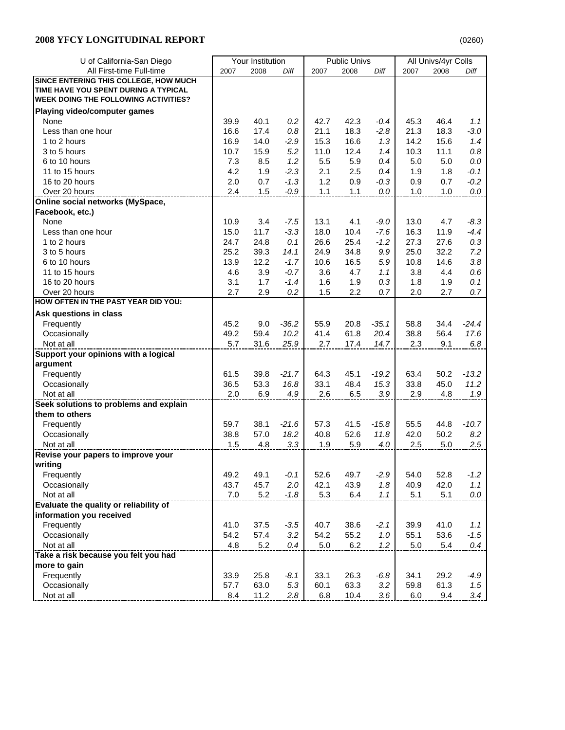**2008 YFCY LONGITUDINAL REPORT** (0260)

| U of California-San Diego | Your Institution | | | Public Univs | | | All Univs/4yr Colls | | |
|---|---|---|---|---|---|---|---|---|---|
| All First-time Full-time | 2007 | 2008 | *Diff* | 2007 | 2008 | *Diff* | 2007 | 2008 | *Diff* |
| **SINCE ENTERING THIS COLLEGE, HOW MUCH TIME HAVE YOU SPENT DURING A TYPICAL WEEK DOING THE FOLLOWING ACTIVITIES?** | | | | | | | | | |
| **Playing video/computer games** | | | | | | | | | |
| None | 39.9 | 40.1 | *0.2* | 42.7 | 42.3 | *-0.4* | 45.3 | 46.4 | *1.1* |
| Less than one hour | 16.6 | 17.4 | *0.8* | 21.1 | 18.3 | *-2.8* | 21.3 | 18.3 | *-3.0* |
| 1 to 2 hours | 16.9 | 14.0 | *-2.9* | 15.3 | 16.6 | *1.3* | 14.2 | 15.6 | *1.4* |
| 3 to 5 hours | 10.7 | 15.9 | *5.2* | 11.0 | 12.4 | *1.4* | 10.3 | 11.1 | *0.8* |
| 6 to 10 hours | 7.3 | 8.5 | *1.2* | 5.5 | 5.9 | *0.4* | 5.0 | 5.0 | *0.0* |
| 11 to 15 hours | 4.2 | 1.9 | *-2.3* | 2.1 | 2.5 | *0.4* | 1.9 | 1.8 | *-0.1* |
| 16 to 20 hours | 2.0 | 0.7 | *-1.3* | 1.2 | 0.9 | *-0.3* | 0.9 | 0.7 | *-0.2* |
| Over 20 hours | 2.4 | 1.5 | *-0.9* | 1.1 | 1.1 | *0.0* | 1.0 | 1.0 | *0.0* |
| **Online social networks (MySpace, Facebook, etc.)** | | | | | | | | | |
| None | 10.9 | 3.4 | *-7.5* | 13.1 | 4.1 | *-9.0* | 13.0 | 4.7 | *-8.3* |
| Less than one hour | 15.0 | 11.7 | *-3.3* | 18.0 | 10.4 | *-7.6* | 16.3 | 11.9 | *-4.4* |
| 1 to 2 hours | 24.7 | 24.8 | *0.1* | 26.6 | 25.4 | *-1.2* | 27.3 | 27.6 | *0.3* |
| 3 to 5 hours | 25.2 | 39.3 | *14.1* | 24.9 | 34.8 | *9.9* | 25.0 | 32.2 | *7.2* |
| 6 to 10 hours | 13.9 | 12.2 | *-1.7* | 10.6 | 16.5 | *5.9* | 10.8 | 14.6 | *3.8* |
| 11 to 15 hours | 4.6 | 3.9 | *-0.7* | 3.6 | 4.7 | *1.1* | 3.8 | 4.4 | *0.6* |
| 16 to 20 hours | 3.1 | 1.7 | *-1.4* | 1.6 | 1.9 | *0.3* | 1.8 | 1.9 | *0.1* |
| Over 20 hours | 2.7 | 2.9 | *0.2* | 1.5 | 2.2 | *0.7* | 2.0 | 2.7 | *0.7* |
| **HOW OFTEN IN THE PAST YEAR DID YOU:** | | | | | | | | | |
| **Ask questions in class** | | | | | | | | | |
| Frequently | 45.2 | 9.0 | *-36.2* | 55.9 | 20.8 | *-35.1* | 58.8 | 34.4 | *-24.4* |
| Occasionally | 49.2 | 59.4 | *10.2* | 41.4 | 61.8 | *20.4* | 38.8 | 56.4 | *17.6* |
| Not at all | 5.7 | 31.6 | *25.9* | 2.7 | 17.4 | *14.7* | 2.3 | 9.1 | *6.8* |
| **Support your opinions with a logical argument** | | | | | | | | | |
| Frequently | 61.5 | 39.8 | *-21.7* | 64.3 | 45.1 | *-19.2* | 63.4 | 50.2 | *-13.2* |
| Occasionally | 36.5 | 53.3 | *16.8* | 33.1 | 48.4 | *15.3* | 33.8 | 45.0 | *11.2* |
| Not at all | 2.0 | 6.9 | *4.9* | 2.6 | 6.5 | *3.9* | 2.9 | 4.8 | *1.9* |
| **Seek solutions to problems and explain them to others** | | | | | | | | | |
| Frequently | 59.7 | 38.1 | *-21.6* | 57.3 | 41.5 | *-15.8* | 55.5 | 44.8 | *-10.7* |
| Occasionally | 38.8 | 57.0 | *18.2* | 40.8 | 52.6 | *11.8* | 42.0 | 50.2 | *8.2* |
| Not at all | 1.5 | 4.8 | *3.3* | 1.9 | 5.9 | *4.0* | 2.5 | 5.0 | *2.5* |
| **Revise your papers to improve your writing** | | | | | | | | | |
| Frequently | 49.2 | 49.1 | *-0.1* | 52.6 | 49.7 | *-2.9* | 54.0 | 52.8 | *-1.2* |
| Occasionally | 43.7 | 45.7 | *2.0* | 42.1 | 43.9 | *1.8* | 40.9 | 42.0 | *1.1* |
| Not at all | 7.0 | 5.2 | *-1.8* | 5.3 | 6.4 | *1.1* | 5.1 | 5.1 | *0.0* |
| **Evaluate the quality or reliability of information you received** | | | | | | | | | |
| Frequently | 41.0 | 37.5 | *-3.5* | 40.7 | 38.6 | *-2.1* | 39.9 | 41.0 | *1.1* |
| Occasionally | 54.2 | 57.4 | *3.2* | 54.2 | 55.2 | *1.0* | 55.1 | 53.6 | *-1.5* |
| Not at all | 4.8 | 5.2 | *0.4* | 5.0 | 6.2 | *1.2* | 5.0 | 5.4 | *0.4* |
| **Take a risk because you felt you had more to gain** | | | | | | | | | |
| Frequently | 33.9 | 25.8 | *-8.1* | 33.1 | 26.3 | *-6.8* | 34.1 | 29.2 | *-4.9* |
| Occasionally | 57.7 | 63.0 | *5.3* | 60.1 | 63.3 | *3.2* | 59.8 | 61.3 | *1.5* |
| Not at all | 8.4 | 11.2 | *2.8* | 6.8 | 10.4 | *3.6* | 6.0 | 9.4 | *3.4* |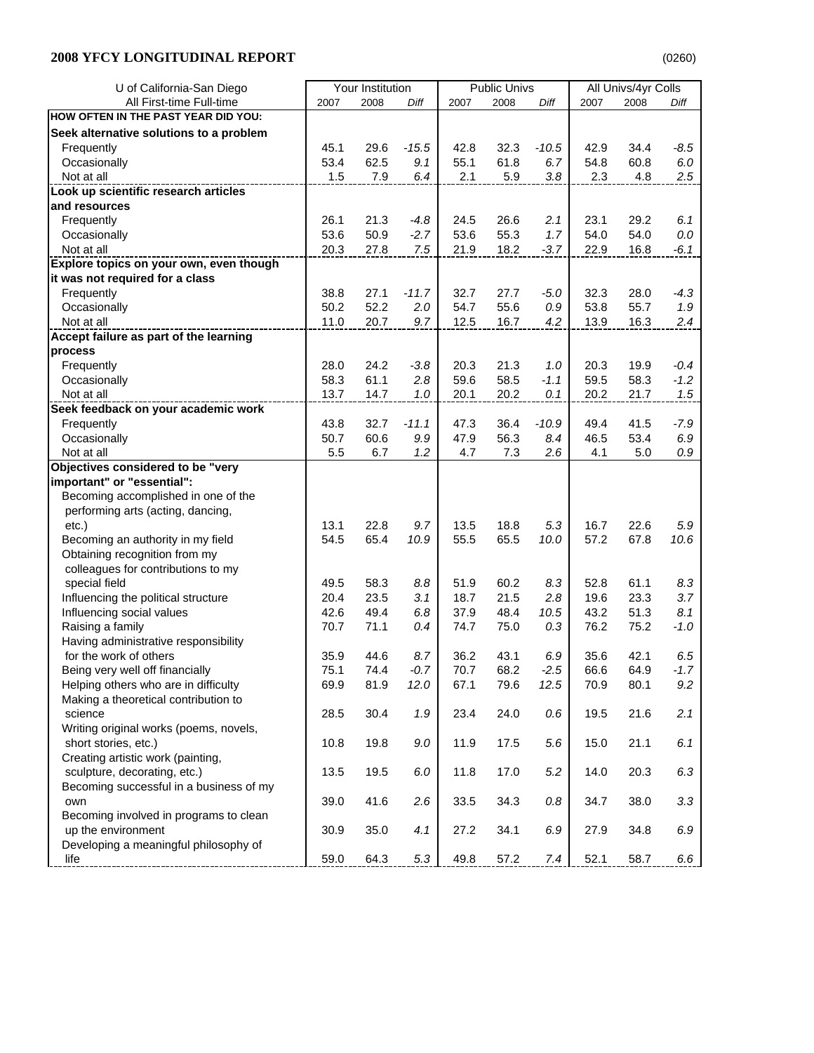**2008 YFCY LONGITUDINAL REPORT** (0260)

| U of California-San Diego | Your Institution | | | Public Univs | | | All Univs/4yr Colls | | |
|---|---|---|---|---|---|---|---|---|---|
| All First-time Full-time | 2007 | 2008 | *Diff* | 2007 | 2008 | *Diff* | 2007 | 2008 | *Diff* |
| **HOW OFTEN IN THE PAST YEAR DID YOU:** | | | | | | | | | |
| **Seek alternative solutions to a problem** | | | | | | | | | |
| Frequently | 45.1 | 29.6 | *-15.5* | 42.8 | 32.3 | *-10.5* | 42.9 | 34.4 | *-8.5* |
| Occasionally | 53.4 | 62.5 | *9.1* | 55.1 | 61.8 | *6.7* | 54.8 | 60.8 | *6.0* |
| Not at all | 1.5 | 7.9 | *6.4* | 2.1 | 5.9 | *3.8* | 2.3 | 4.8 | *2.5* |
| **Look up scientific research articles and resources** | | | | | | | | | |
| Frequently | 26.1 | 21.3 | *-4.8* | 24.5 | 26.6 | *2.1* | 23.1 | 29.2 | *6.1* |
| Occasionally | 53.6 | 50.9 | *-2.7* | 53.6 | 55.3 | *1.7* | 54.0 | 54.0 | *0.0* |
| Not at all | 20.3 | 27.8 | *7.5* | 21.9 | 18.2 | *-3.7* | 22.9 | 16.8 | *-6.1* |
| **Explore topics on your own, even though it was not required for a class** | | | | | | | | | |
| Frequently | 38.8 | 27.1 | *-11.7* | 32.7 | 27.7 | *-5.0* | 32.3 | 28.0 | *-4.3* |
| Occasionally | 50.2 | 52.2 | *2.0* | 54.7 | 55.6 | *0.9* | 53.8 | 55.7 | *1.9* |
| Not at all | 11.0 | 20.7 | *9.7* | 12.5 | 16.7 | *4.2* | 13.9 | 16.3 | *2.4* |
| **Accept failure as part of the learning process** | | | | | | | | | |
| Frequently | 28.0 | 24.2 | *-3.8* | 20.3 | 21.3 | *1.0* | 20.3 | 19.9 | *-0.4* |
| Occasionally | 58.3 | 61.1 | *2.8* | 59.6 | 58.5 | *-1.1* | 59.5 | 58.3 | *-1.2* |
| Not at all | 13.7 | 14.7 | *1.0* | 20.1 | 20.2 | *0.1* | 20.2 | 21.7 | *1.5* |
| **Seek feedback on your academic work** | | | | | | | | | |
| Frequently | 43.8 | 32.7 | *-11.1* | 47.3 | 36.4 | *-10.9* | 49.4 | 41.5 | *-7.9* |
| Occasionally | 50.7 | 60.6 | *9.9* | 47.9 | 56.3 | *8.4* | 46.5 | 53.4 | *6.9* |
| Not at all | 5.5 | 6.7 | *1.2* | 4.7 | 7.3 | *2.6* | 4.1 | 5.0 | *0.9* |
| **Objectives considered to be "very important" or "essential":** | | | | | | | | | |
| Becoming accomplished in one of the performing arts (acting, dancing, etc.) | 13.1 | 22.8 | *9.7* | 13.5 | 18.8 | *5.3* | 16.7 | 22.6 | *5.9* |
| Becoming an authority in my field | 54.5 | 65.4 | *10.9* | 55.5 | 65.5 | *10.0* | 57.2 | 67.8 | *10.6* |
| Obtaining recognition from my colleagues for contributions to my special field | 49.5 | 58.3 | *8.8* | 51.9 | 60.2 | *8.3* | 52.8 | 61.1 | *8.3* |
| Influencing the political structure | 20.4 | 23.5 | *3.1* | 18.7 | 21.5 | *2.8* | 19.6 | 23.3 | *3.7* |
| Influencing social values | 42.6 | 49.4 | *6.8* | 37.9 | 48.4 | *10.5* | 43.2 | 51.3 | *8.1* |
| Raising a family | 70.7 | 71.1 | *0.4* | 74.7 | 75.0 | *0.3* | 76.2 | 75.2 | *-1.0* |
| Having administrative responsibility for the work of others | 35.9 | 44.6 | *8.7* | 36.2 | 43.1 | *6.9* | 35.6 | 42.1 | *6.5* |
| Being very well off financially | 75.1 | 74.4 | *-0.7* | 70.7 | 68.2 | *-2.5* | 66.6 | 64.9 | *-1.7* |
| Helping others who are in difficulty | 69.9 | 81.9 | *12.0* | 67.1 | 79.6 | *12.5* | 70.9 | 80.1 | *9.2* |
| Making a theoretical contribution to science | 28.5 | 30.4 | *1.9* | 23.4 | 24.0 | *0.6* | 19.5 | 21.6 | *2.1* |
| Writing original works (poems, novels, short stories, etc.) | 10.8 | 19.8 | *9.0* | 11.9 | 17.5 | *5.6* | 15.0 | 21.1 | *6.1* |
| Creating artistic work (painting, sculpture, decorating, etc.) | 13.5 | 19.5 | *6.0* | 11.8 | 17.0 | *5.2* | 14.0 | 20.3 | *6.3* |
| Becoming successful in a business of my own | 39.0 | 41.6 | *2.6* | 33.5 | 34.3 | *0.8* | 34.7 | 38.0 | *3.3* |
| Becoming involved in programs to clean up the environment | 30.9 | 35.0 | *4.1* | 27.2 | 34.1 | *6.9* | 27.9 | 34.8 | *6.9* |
| Developing a meaningful philosophy of life | 59.0 | 64.3 | *5.3* | 49.8 | 57.2 | *7.4* | 52.1 | 58.7 | *6.6* |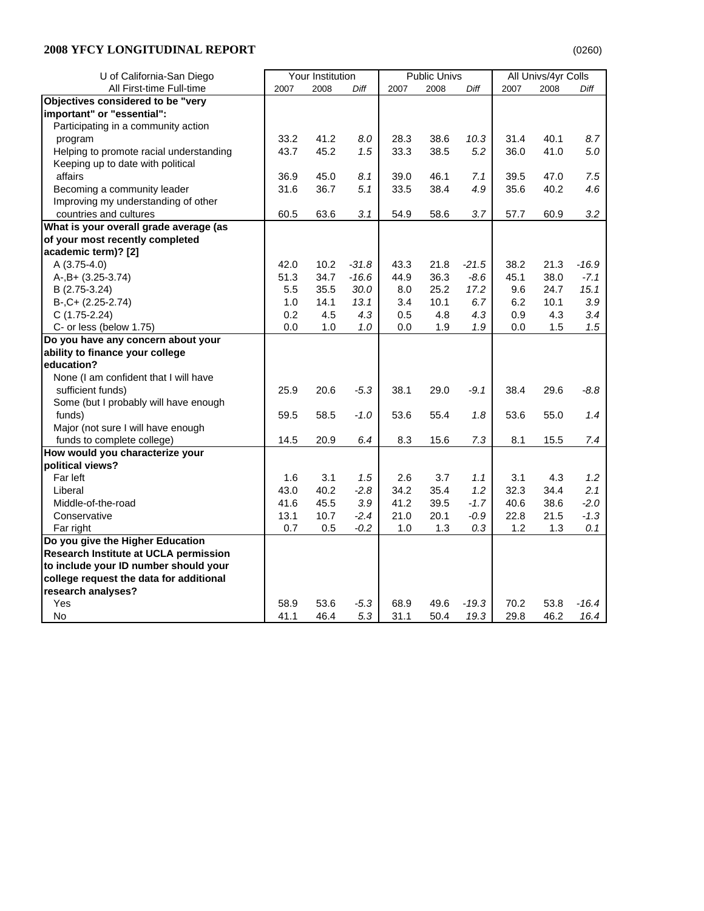**2008 YFCY LONGITUDINAL REPORT** (0260)

| U of California-San Diego | Your Institution | | | Public Univs | | | All Univs/4yr Colls | | |
|---|---|---|---|---|---|---|---|---|---|
| All First-time Full-time | 2007 | 2008 | *Diff* | 2007 | 2008 | *Diff* | 2007 | 2008 | *Diff* |
| **Objectives considered to be "very important" or "essential":** | | | | | | | | | |
| Participating in a community action program | 33.2 | 41.2 | *8.0* | 28.3 | 38.6 | *10.3* | 31.4 | 40.1 | *8.7* |
| Helping to promote racial understanding | 43.7 | 45.2 | *1.5* | 33.3 | 38.5 | *5.2* | 36.0 | 41.0 | *5.0* |
| Keeping up to date with political affairs | 36.9 | 45.0 | *8.1* | 39.0 | 46.1 | *7.1* | 39.5 | 47.0 | *7.5* |
| Becoming a community leader | 31.6 | 36.7 | *5.1* | 33.5 | 38.4 | *4.9* | 35.6 | 40.2 | *4.6* |
| Improving my understanding of other countries and cultures | 60.5 | 63.6 | *3.1* | 54.9 | 58.6 | *3.7* | 57.7 | 60.9 | *3.2* |
| **What is your overall grade average (as of your most recently completed academic term)? [2]** | | | | | | | | | |
| A (3.75-4.0) | 42.0 | 10.2 | *-31.8* | 43.3 | 21.8 | *-21.5* | 38.2 | 21.3 | *-16.9* |
| A-,B+ (3.25-3.74) | 51.3 | 34.7 | *-16.6* | 44.9 | 36.3 | *-8.6* | 45.1 | 38.0 | *-7.1* |
| B (2.75-3.24) | 5.5 | 35.5 | *30.0* | 8.0 | 25.2 | *17.2* | 9.6 | 24.7 | *15.1* |
| B-,C+ (2.25-2.74) | 1.0 | 14.1 | *13.1* | 3.4 | 10.1 | *6.7* | 6.2 | 10.1 | *3.9* |
| C (1.75-2.24) | 0.2 | 4.5 | *4.3* | 0.5 | 4.8 | *4.3* | 0.9 | 4.3 | *3.4* |
| C- or less (below 1.75) | 0.0 | 1.0 | *1.0* | 0.0 | 1.9 | *1.9* | 0.0 | 1.5 | *1.5* |
| **Do you have any concern about your ability to finance your college education?** | | | | | | | | | |
| None (I am confident that I will have sufficient funds) | 25.9 | 20.6 | *-5.3* | 38.1 | 29.0 | *-9.1* | 38.4 | 29.6 | *-8.8* |
| Some (but I probably will have enough funds) | 59.5 | 58.5 | *-1.0* | 53.6 | 55.4 | *1.8* | 53.6 | 55.0 | *1.4* |
| Major (not sure I will have enough funds to complete college) | 14.5 | 20.9 | *6.4* | 8.3 | 15.6 | *7.3* | 8.1 | 15.5 | *7.4* |
| **How would you characterize your political views?** | | | | | | | | | |
| Far left | 1.6 | 3.1 | *1.5* | 2.6 | 3.7 | *1.1* | 3.1 | 4.3 | *1.2* |
| Liberal | 43.0 | 40.2 | *-2.8* | 34.2 | 35.4 | *1.2* | 32.3 | 34.4 | *2.1* |
| Middle-of-the-road | 41.6 | 45.5 | *3.9* | 41.2 | 39.5 | *-1.7* | 40.6 | 38.6 | *-2.0* |
| Conservative | 13.1 | 10.7 | *-2.4* | 21.0 | 20.1 | *-0.9* | 22.8 | 21.5 | *-1.3* |
| Far right | 0.7 | 0.5 | *-0.2* | 1.0 | 1.3 | *0.3* | 1.2 | 1.3 | *0.1* |
| **Do you give the Higher Education Research Institute at UCLA permission to include your ID number should your college request the data for additional research analyses?** | | | | | | | | | |
| Yes | 58.9 | 53.6 | *-5.3* | 68.9 | 49.6 | *-19.3* | 70.2 | 53.8 | *-16.4* |
| No | 41.1 | 46.4 | *5.3* | 31.1 | 50.4 | *19.3* | 29.8 | 46.2 | *16.4* |